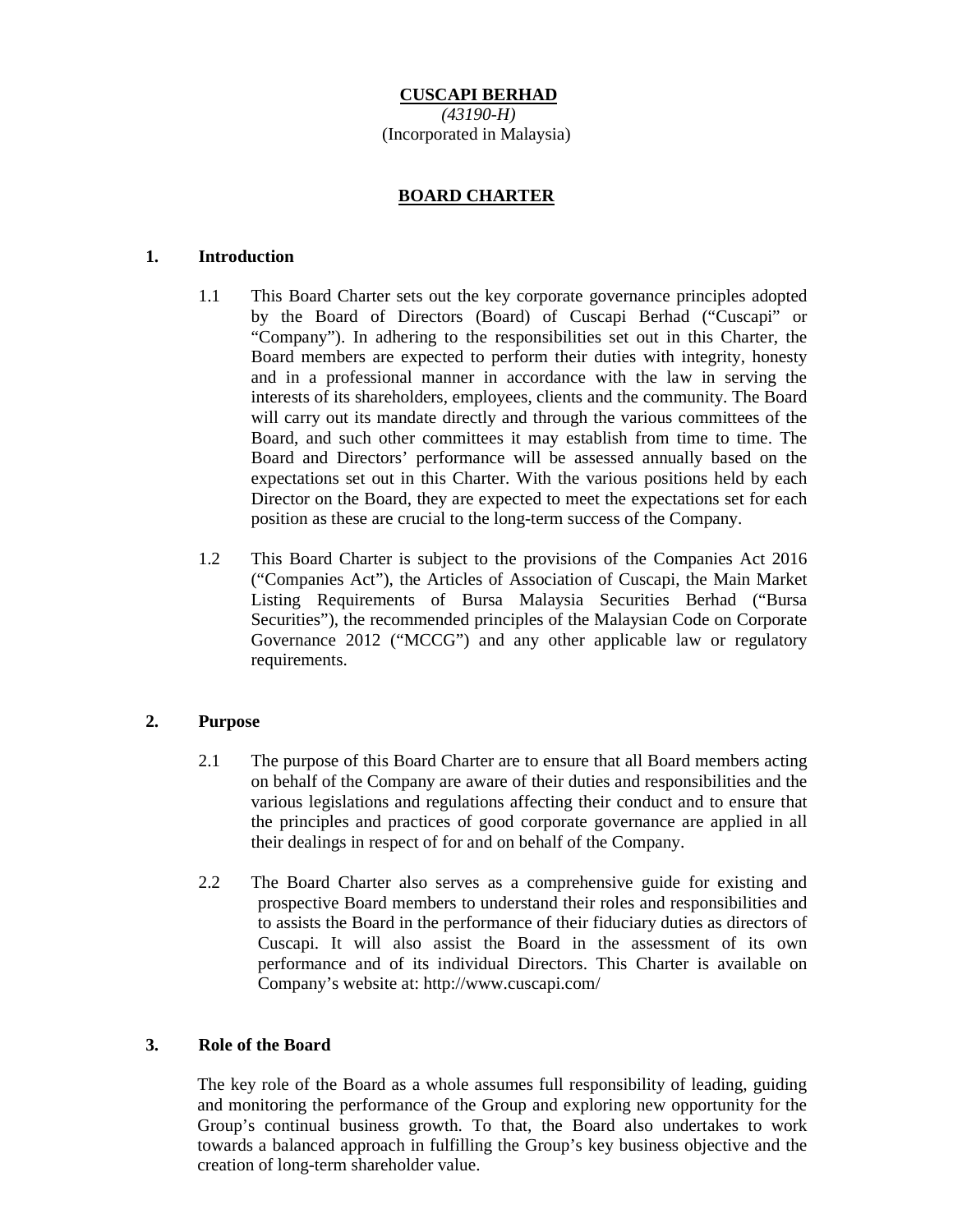**CUSCAPI BERHAD**
*(43190-H)*
(Incorporated in Malaysia)

# BOARD CHARTER

## 1. Introduction

1.1 This Board Charter sets out the key corporate governance principles adopted by the Board of Directors (Board) of Cuscapi Berhad ("Cuscapi" or "Company"). In adhering to the responsibilities set out in this Charter, the Board members are expected to perform their duties with integrity, honesty and in a professional manner in accordance with the law in serving the interests of its shareholders, employees, clients and the community. The Board will carry out its mandate directly and through the various committees of the Board, and such other committees it may establish from time to time. The Board and Directors' performance will be assessed annually based on the expectations set out in this Charter. With the various positions held by each Director on the Board, they are expected to meet the expectations set for each position as these are crucial to the long-term success of the Company.

1.2 This Board Charter is subject to the provisions of the Companies Act 2016 ("Companies Act"), the Articles of Association of Cuscapi, the Main Market Listing Requirements of Bursa Malaysia Securities Berhad ("Bursa Securities"), the recommended principles of the Malaysian Code on Corporate Governance 2012 ("MCCG") and any other applicable law or regulatory requirements.

## 2. Purpose

2.1 The purpose of this Board Charter are to ensure that all Board members acting on behalf of the Company are aware of their duties and responsibilities and the various legislations and regulations affecting their conduct and to ensure that the principles and practices of good corporate governance are applied in all their dealings in respect of for and on behalf of the Company.

2.2 The Board Charter also serves as a comprehensive guide for existing and prospective Board members to understand their roles and responsibilities and to assists the Board in the performance of their fiduciary duties as directors of Cuscapi. It will also assist the Board in the assessment of its own performance and of its individual Directors. This Charter is available on Company's website at: http://www.cuscapi.com/

## 3. Role of the Board

The key role of the Board as a whole assumes full responsibility of leading, guiding and monitoring the performance of the Group and exploring new opportunity for the Group's continual business growth. To that, the Board also undertakes to work towards a balanced approach in fulfilling the Group's key business objective and the creation of long-term shareholder value.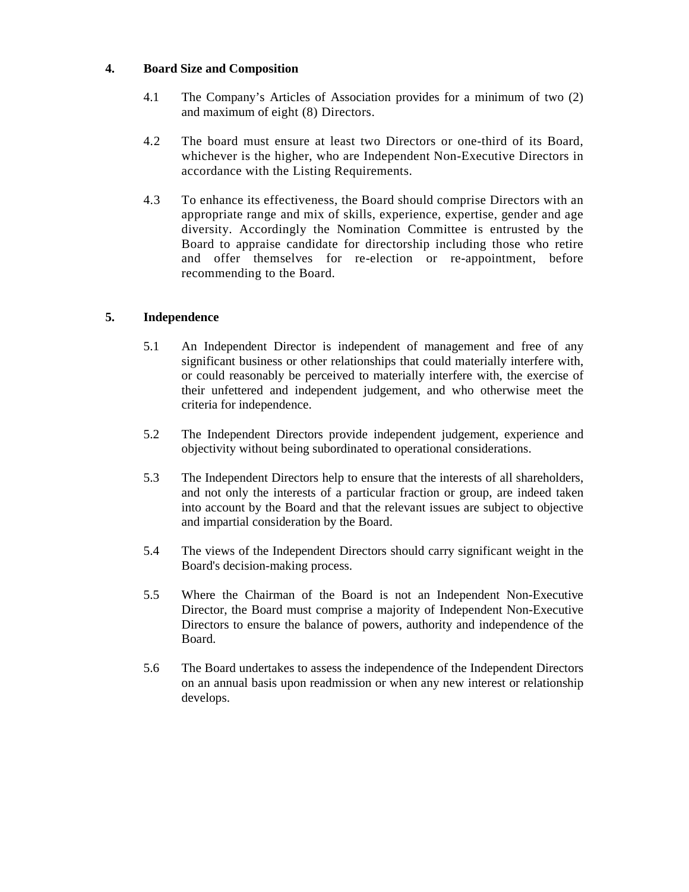## 4. Board Size and Composition

4.1 The Company's Articles of Association provides for a minimum of two (2) and maximum of eight (8) Directors.

4.2 The board must ensure at least two Directors or one-third of its Board, whichever is the higher, who are Independent Non-Executive Directors in accordance with the Listing Requirements.

4.3 To enhance its effectiveness, the Board should comprise Directors with an appropriate range and mix of skills, experience, expertise, gender and age diversity. Accordingly the Nomination Committee is entrusted by the Board to appraise candidate for directorship including those who retire and offer themselves for re-election or re-appointment, before recommending to the Board.

## 5. Independence

5.1 An Independent Director is independent of management and free of any significant business or other relationships that could materially interfere with, or could reasonably be perceived to materially interfere with, the exercise of their unfettered and independent judgement, and who otherwise meet the criteria for independence.

5.2 The Independent Directors provide independent judgement, experience and objectivity without being subordinated to operational considerations.

5.3 The Independent Directors help to ensure that the interests of all shareholders, and not only the interests of a particular fraction or group, are indeed taken into account by the Board and that the relevant issues are subject to objective and impartial consideration by the Board.

5.4 The views of the Independent Directors should carry significant weight in the Board's decision-making process.

5.5 Where the Chairman of the Board is not an Independent Non-Executive Director, the Board must comprise a majority of Independent Non-Executive Directors to ensure the balance of powers, authority and independence of the Board.

5.6 The Board undertakes to assess the independence of the Independent Directors on an annual basis upon readmission or when any new interest or relationship develops.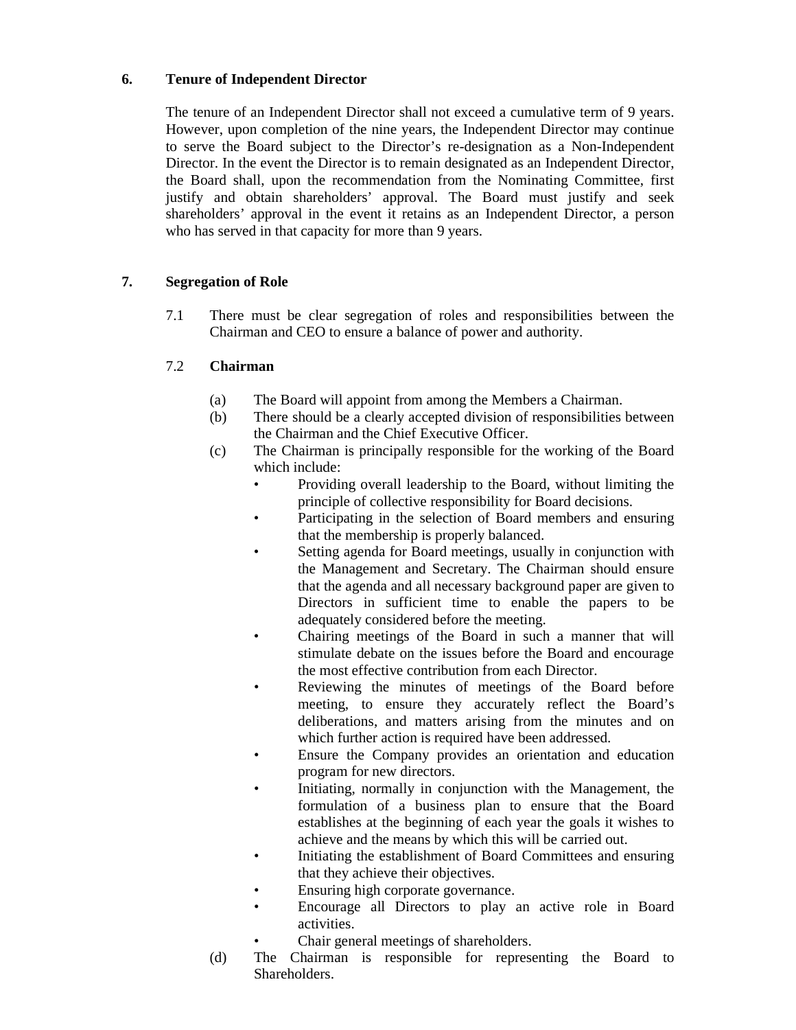## 6. Tenure of Independent Director

The tenure of an Independent Director shall not exceed a cumulative term of 9 years. However, upon completion of the nine years, the Independent Director may continue to serve the Board subject to the Director's re-designation as a Non-Independent Director. In the event the Director is to remain designated as an Independent Director, the Board shall, upon the recommendation from the Nominating Committee, first justify and obtain shareholders' approval. The Board must justify and seek shareholders' approval in the event it retains as an Independent Director, a person who has served in that capacity for more than 9 years.

## 7. Segregation of Role

7.1 There must be clear segregation of roles and responsibilities between the Chairman and CEO to ensure a balance of power and authority.

7.2 **Chairman**

(a) The Board will appoint from among the Members a Chairman.

(b) There should be a clearly accepted division of responsibilities between the Chairman and the Chief Executive Officer.

(c) The Chairman is principally responsible for the working of the Board which include:

- Providing overall leadership to the Board, without limiting the principle of collective responsibility for Board decisions.
- Participating in the selection of Board members and ensuring that the membership is properly balanced.
- Setting agenda for Board meetings, usually in conjunction with the Management and Secretary. The Chairman should ensure that the agenda and all necessary background paper are given to Directors in sufficient time to enable the papers to be adequately considered before the meeting.
- Chairing meetings of the Board in such a manner that will stimulate debate on the issues before the Board and encourage the most effective contribution from each Director.
- Reviewing the minutes of meetings of the Board before meeting, to ensure they accurately reflect the Board's deliberations, and matters arising from the minutes and on which further action is required have been addressed.
- Ensure the Company provides an orientation and education program for new directors.
- Initiating, normally in conjunction with the Management, the formulation of a business plan to ensure that the Board establishes at the beginning of each year the goals it wishes to achieve and the means by which this will be carried out.
- Initiating the establishment of Board Committees and ensuring that they achieve their objectives.
- Ensuring high corporate governance.
- Encourage all Directors to play an active role in Board activities.
- Chair general meetings of shareholders.

(d) The Chairman is responsible for representing the Board to Shareholders.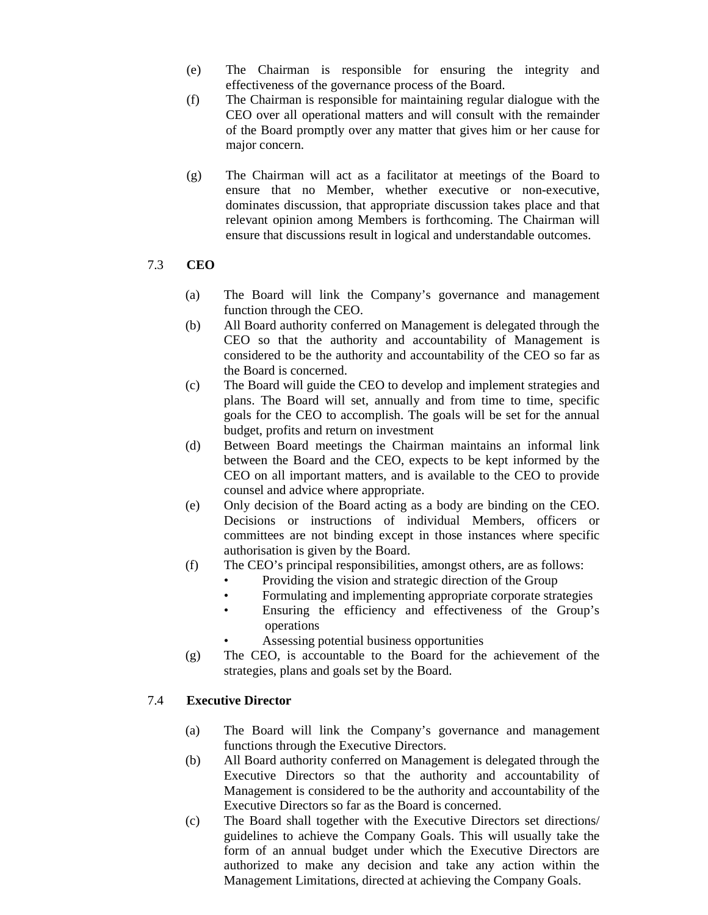(e) The Chairman is responsible for ensuring the integrity and effectiveness of the governance process of the Board.

(f) The Chairman is responsible for maintaining regular dialogue with the CEO over all operational matters and will consult with the remainder of the Board promptly over any matter that gives him or her cause for major concern.

(g) The Chairman will act as a facilitator at meetings of the Board to ensure that no Member, whether executive or non-executive, dominates discussion, that appropriate discussion takes place and that relevant opinion among Members is forthcoming. The Chairman will ensure that discussions result in logical and understandable outcomes.

## 7.3 **CEO**

(a) The Board will link the Company's governance and management function through the CEO.

(b) All Board authority conferred on Management is delegated through the CEO so that the authority and accountability of Management is considered to be the authority and accountability of the CEO so far as the Board is concerned.

(c) The Board will guide the CEO to develop and implement strategies and plans. The Board will set, annually and from time to time, specific goals for the CEO to accomplish. The goals will be set for the annual budget, profits and return on investment

(d) Between Board meetings the Chairman maintains an informal link between the Board and the CEO, expects to be kept informed by the CEO on all important matters, and is available to the CEO to provide counsel and advice where appropriate.

(e) Only decision of the Board acting as a body are binding on the CEO. Decisions or instructions of individual Members, officers or committees are not binding except in those instances where specific authorisation is given by the Board.

(f) The CEO's principal responsibilities, amongst others, are as follows:
- Providing the vision and strategic direction of the Group
- Formulating and implementing appropriate corporate strategies
- Ensuring the efficiency and effectiveness of the Group's operations
- Assessing potential business opportunities

(g) The CEO, is accountable to the Board for the achievement of the strategies, plans and goals set by the Board.

## 7.4 **Executive Director**

(a) The Board will link the Company's governance and management functions through the Executive Directors.

(b) All Board authority conferred on Management is delegated through the Executive Directors so that the authority and accountability of Management is considered to be the authority and accountability of the Executive Directors so far as the Board is concerned.

(c) The Board shall together with the Executive Directors set directions/ guidelines to achieve the Company Goals. This will usually take the form of an annual budget under which the Executive Directors are authorized to make any decision and take any action within the Management Limitations, directed at achieving the Company Goals.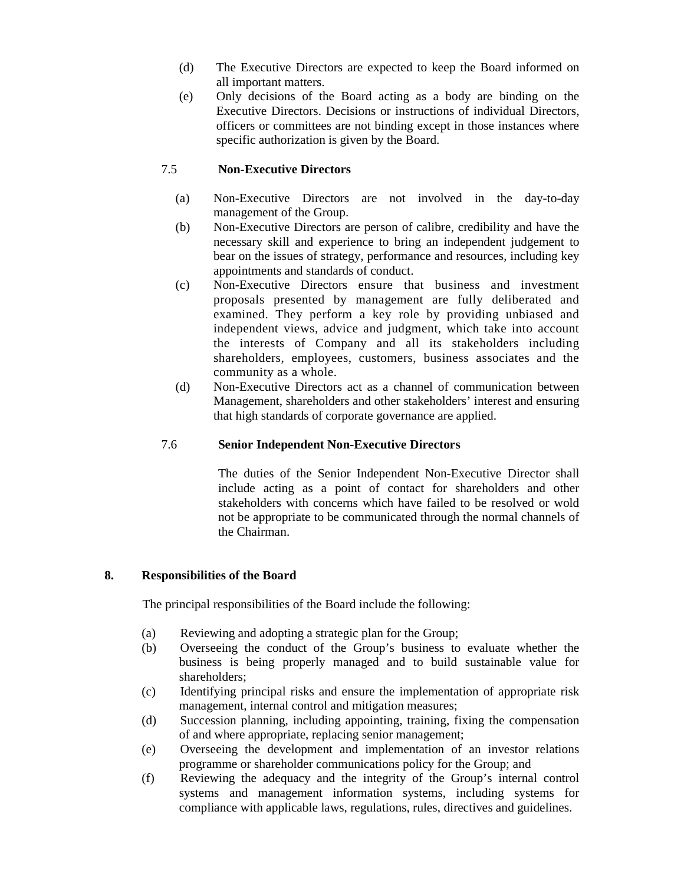(d) The Executive Directors are expected to keep the Board informed on all important matters.

(e) Only decisions of the Board acting as a body are binding on the Executive Directors. Decisions or instructions of individual Directors, officers or committees are not binding except in those instances where specific authorization is given by the Board.

### 7.5 Non-Executive Directors

(a) Non-Executive Directors are not involved in the day-to-day management of the Group.

(b) Non-Executive Directors are person of calibre, credibility and have the necessary skill and experience to bring an independent judgement to bear on the issues of strategy, performance and resources, including key appointments and standards of conduct.

(c) Non-Executive Directors ensure that business and investment proposals presented by management are fully deliberated and examined. They perform a key role by providing unbiased and independent views, advice and judgment, which take into account the interests of Company and all its stakeholders including shareholders, employees, customers, business associates and the community as a whole.

(d) Non-Executive Directors act as a channel of communication between Management, shareholders and other stakeholders' interest and ensuring that high standards of corporate governance are applied.

### 7.6 Senior Independent Non-Executive Directors

The duties of the Senior Independent Non-Executive Director shall include acting as a point of contact for shareholders and other stakeholders with concerns which have failed to be resolved or wold not be appropriate to be communicated through the normal channels of the Chairman.

## 8. Responsibilities of the Board

The principal responsibilities of the Board include the following:

(a) Reviewing and adopting a strategic plan for the Group;

(b) Overseeing the conduct of the Group's business to evaluate whether the business is being properly managed and to build sustainable value for shareholders;

(c) Identifying principal risks and ensure the implementation of appropriate risk management, internal control and mitigation measures;

(d) Succession planning, including appointing, training, fixing the compensation of and where appropriate, replacing senior management;

(e) Overseeing the development and implementation of an investor relations programme or shareholder communications policy for the Group; and

(f) Reviewing the adequacy and the integrity of the Group's internal control systems and management information systems, including systems for compliance with applicable laws, regulations, rules, directives and guidelines.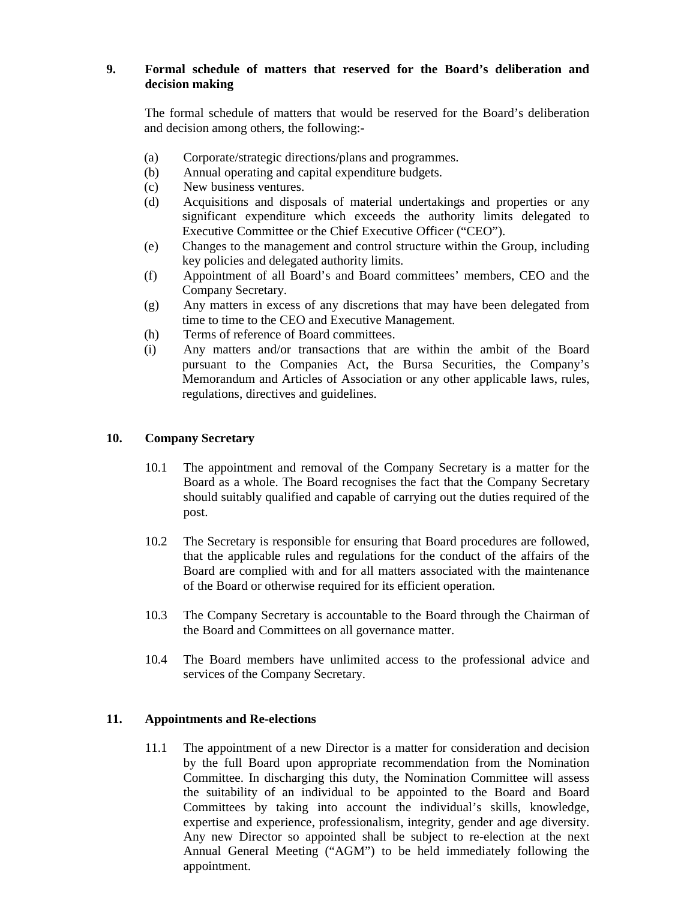## 9. Formal schedule of matters that reserved for the Board's deliberation and decision making

The formal schedule of matters that would be reserved for the Board's deliberation and decision among others, the following:-

(a) Corporate/strategic directions/plans and programmes.
(b) Annual operating and capital expenditure budgets.
(c) New business ventures.
(d) Acquisitions and disposals of material undertakings and properties or any significant expenditure which exceeds the authority limits delegated to Executive Committee or the Chief Executive Officer ("CEO").
(e) Changes to the management and control structure within the Group, including key policies and delegated authority limits.
(f) Appointment of all Board's and Board committees' members, CEO and the Company Secretary.
(g) Any matters in excess of any discretions that may have been delegated from time to time to the CEO and Executive Management.
(h) Terms of reference of Board committees.
(i) Any matters and/or transactions that are within the ambit of the Board pursuant to the Companies Act, the Bursa Securities, the Company's Memorandum and Articles of Association or any other applicable laws, rules, regulations, directives and guidelines.

## 10. Company Secretary

10.1 The appointment and removal of the Company Secretary is a matter for the Board as a whole. The Board recognises the fact that the Company Secretary should suitably qualified and capable of carrying out the duties required of the post.

10.2 The Secretary is responsible for ensuring that Board procedures are followed, that the applicable rules and regulations for the conduct of the affairs of the Board are complied with and for all matters associated with the maintenance of the Board or otherwise required for its efficient operation.

10.3 The Company Secretary is accountable to the Board through the Chairman of the Board and Committees on all governance matter.

10.4 The Board members have unlimited access to the professional advice and services of the Company Secretary.

## 11. Appointments and Re-elections

11.1 The appointment of a new Director is a matter for consideration and decision by the full Board upon appropriate recommendation from the Nomination Committee. In discharging this duty, the Nomination Committee will assess the suitability of an individual to be appointed to the Board and Board Committees by taking into account the individual's skills, knowledge, expertise and experience, professionalism, integrity, gender and age diversity. Any new Director so appointed shall be subject to re-election at the next Annual General Meeting ("AGM") to be held immediately following the appointment.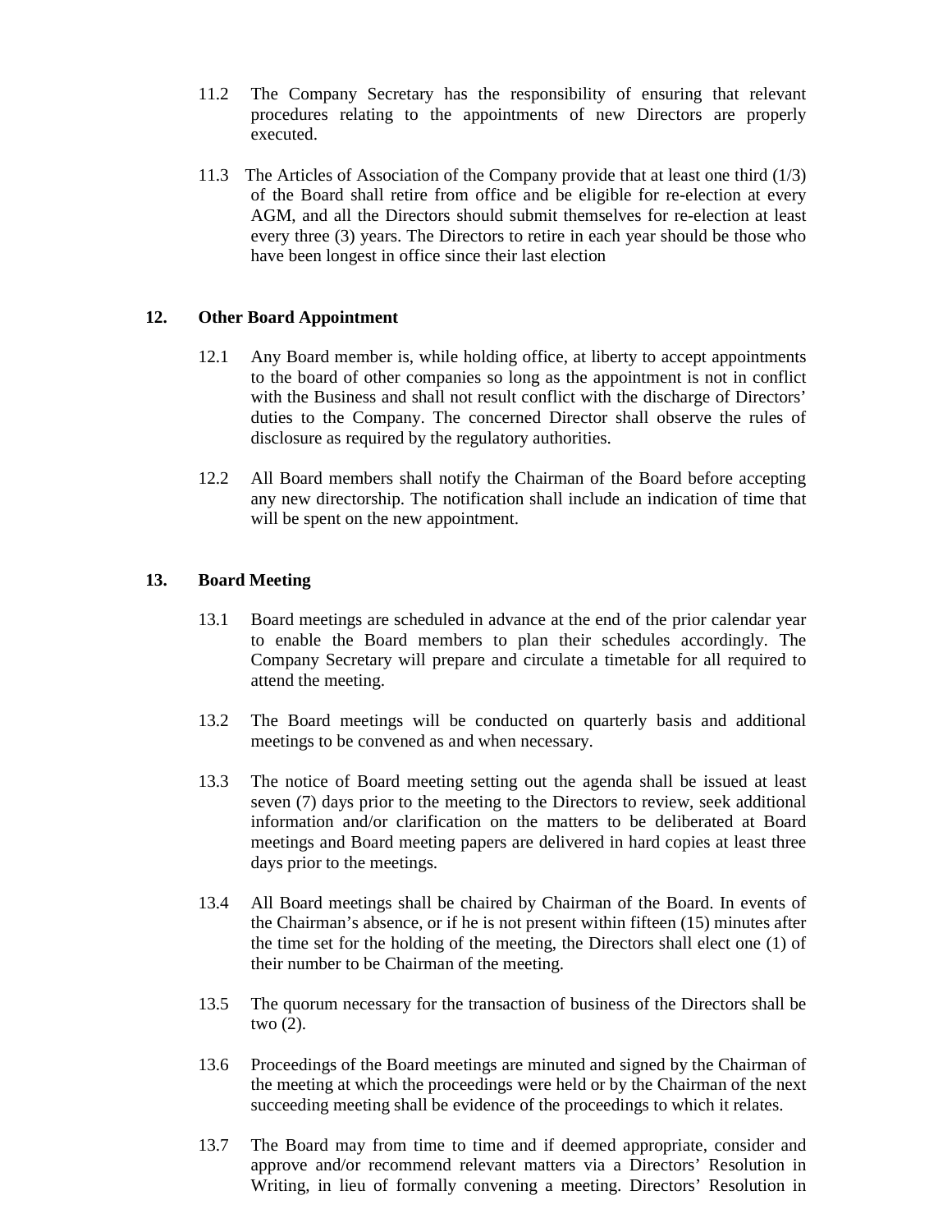11.2 The Company Secretary has the responsibility of ensuring that relevant procedures relating to the appointments of new Directors are properly executed.

11.3 The Articles of Association of the Company provide that at least one third (1/3) of the Board shall retire from office and be eligible for re-election at every AGM, and all the Directors should submit themselves for re-election at least every three (3) years. The Directors to retire in each year should be those who have been longest in office since their last election

## 12. Other Board Appointment

12.1 Any Board member is, while holding office, at liberty to accept appointments to the board of other companies so long as the appointment is not in conflict with the Business and shall not result conflict with the discharge of Directors' duties to the Company. The concerned Director shall observe the rules of disclosure as required by the regulatory authorities.

12.2 All Board members shall notify the Chairman of the Board before accepting any new directorship. The notification shall include an indication of time that will be spent on the new appointment.

## 13. Board Meeting

13.1 Board meetings are scheduled in advance at the end of the prior calendar year to enable the Board members to plan their schedules accordingly. The Company Secretary will prepare and circulate a timetable for all required to attend the meeting.

13.2 The Board meetings will be conducted on quarterly basis and additional meetings to be convened as and when necessary.

13.3 The notice of Board meeting setting out the agenda shall be issued at least seven (7) days prior to the meeting to the Directors to review, seek additional information and/or clarification on the matters to be deliberated at Board meetings and Board meeting papers are delivered in hard copies at least three days prior to the meetings.

13.4 All Board meetings shall be chaired by Chairman of the Board. In events of the Chairman's absence, or if he is not present within fifteen (15) minutes after the time set for the holding of the meeting, the Directors shall elect one (1) of their number to be Chairman of the meeting.

13.5 The quorum necessary for the transaction of business of the Directors shall be two (2).

13.6 Proceedings of the Board meetings are minuted and signed by the Chairman of the meeting at which the proceedings were held or by the Chairman of the next succeeding meeting shall be evidence of the proceedings to which it relates.

13.7 The Board may from time to time and if deemed appropriate, consider and approve and/or recommend relevant matters via a Directors' Resolution in Writing, in lieu of formally convening a meeting. Directors' Resolution in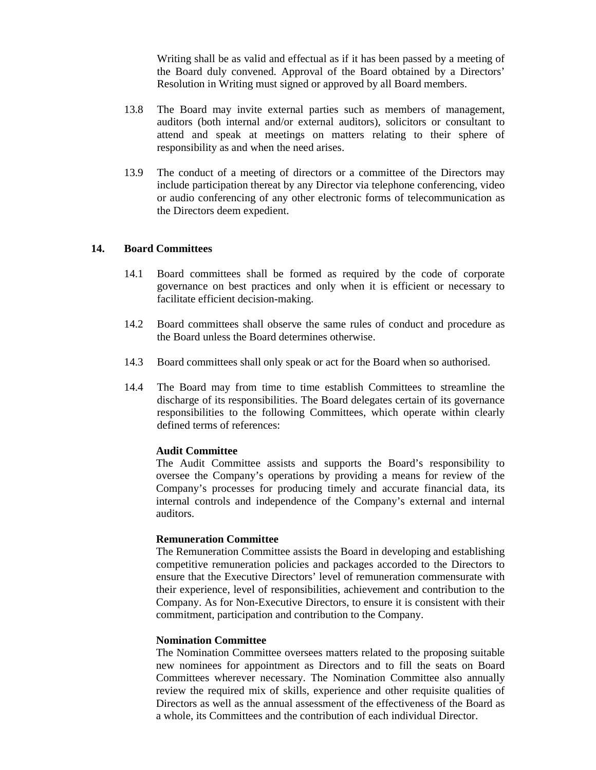Writing shall be as valid and effectual as if it has been passed by a meeting of the Board duly convened. Approval of the Board obtained by a Directors' Resolution in Writing must signed or approved by all Board members.

13.8 The Board may invite external parties such as members of management, auditors (both internal and/or external auditors), solicitors or consultant to attend and speak at meetings on matters relating to their sphere of responsibility as and when the need arises.

13.9 The conduct of a meeting of directors or a committee of the Directors may include participation thereat by any Director via telephone conferencing, video or audio conferencing of any other electronic forms of telecommunication as the Directors deem expedient.

## 14. Board Committees

14.1 Board committees shall be formed as required by the code of corporate governance on best practices and only when it is efficient or necessary to facilitate efficient decision-making.

14.2 Board committees shall observe the same rules of conduct and procedure as the Board unless the Board determines otherwise.

14.3 Board committees shall only speak or act for the Board when so authorised.

14.4 The Board may from time to time establish Committees to streamline the discharge of its responsibilities. The Board delegates certain of its governance responsibilities to the following Committees, which operate within clearly defined terms of references:

**Audit Committee**
The Audit Committee assists and supports the Board's responsibility to oversee the Company's operations by providing a means for review of the Company's processes for producing timely and accurate financial data, its internal controls and independence of the Company's external and internal auditors.

**Remuneration Committee**
The Remuneration Committee assists the Board in developing and establishing competitive remuneration policies and packages accorded to the Directors to ensure that the Executive Directors' level of remuneration commensurate with their experience, level of responsibilities, achievement and contribution to the Company. As for Non-Executive Directors, to ensure it is consistent with their commitment, participation and contribution to the Company.

**Nomination Committee**
The Nomination Committee oversees matters related to the proposing suitable new nominees for appointment as Directors and to fill the seats on Board Committees wherever necessary. The Nomination Committee also annually review the required mix of skills, experience and other requisite qualities of Directors as well as the annual assessment of the effectiveness of the Board as a whole, its Committees and the contribution of each individual Director.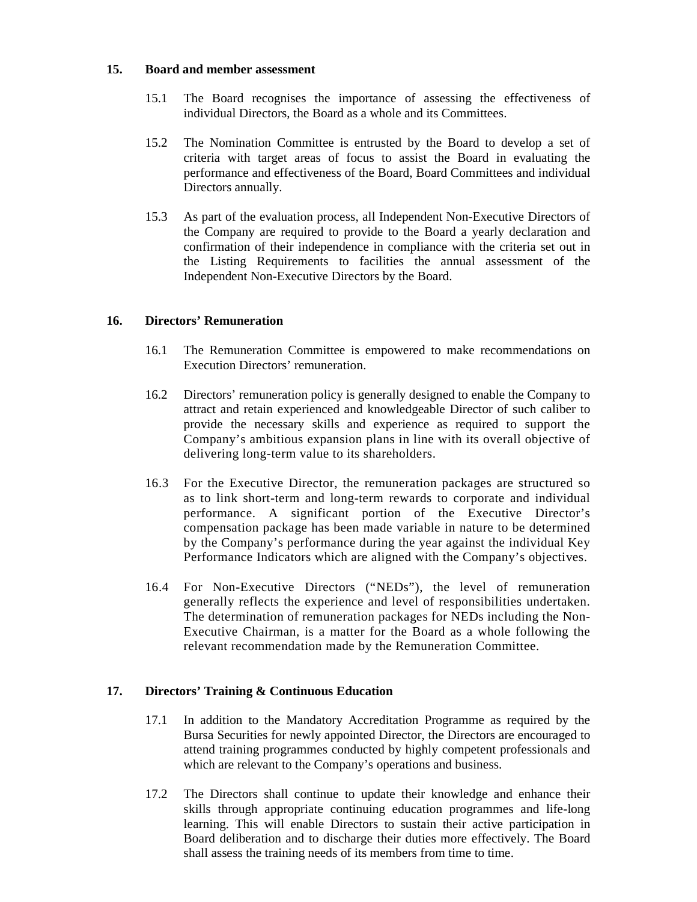## 15. Board and member assessment

15.1 The Board recognises the importance of assessing the effectiveness of individual Directors, the Board as a whole and its Committees.

15.2 The Nomination Committee is entrusted by the Board to develop a set of criteria with target areas of focus to assist the Board in evaluating the performance and effectiveness of the Board, Board Committees and individual Directors annually.

15.3 As part of the evaluation process, all Independent Non-Executive Directors of the Company are required to provide to the Board a yearly declaration and confirmation of their independence in compliance with the criteria set out in the Listing Requirements to facilities the annual assessment of the Independent Non-Executive Directors by the Board.

## 16. Directors' Remuneration

16.1 The Remuneration Committee is empowered to make recommendations on Execution Directors' remuneration.

16.2 Directors' remuneration policy is generally designed to enable the Company to attract and retain experienced and knowledgeable Director of such caliber to provide the necessary skills and experience as required to support the Company's ambitious expansion plans in line with its overall objective of delivering long-term value to its shareholders.

16.3 For the Executive Director, the remuneration packages are structured so as to link short-term and long-term rewards to corporate and individual performance. A significant portion of the Executive Director's compensation package has been made variable in nature to be determined by the Company's performance during the year against the individual Key Performance Indicators which are aligned with the Company's objectives.

16.4 For Non-Executive Directors ("NEDs"), the level of remuneration generally reflects the experience and level of responsibilities undertaken. The determination of remuneration packages for NEDs including the Non-Executive Chairman, is a matter for the Board as a whole following the relevant recommendation made by the Remuneration Committee.

## 17. Directors' Training & Continuous Education

17.1 In addition to the Mandatory Accreditation Programme as required by the Bursa Securities for newly appointed Director, the Directors are encouraged to attend training programmes conducted by highly competent professionals and which are relevant to the Company's operations and business.

17.2 The Directors shall continue to update their knowledge and enhance their skills through appropriate continuing education programmes and life-long learning. This will enable Directors to sustain their active participation in Board deliberation and to discharge their duties more effectively. The Board shall assess the training needs of its members from time to time.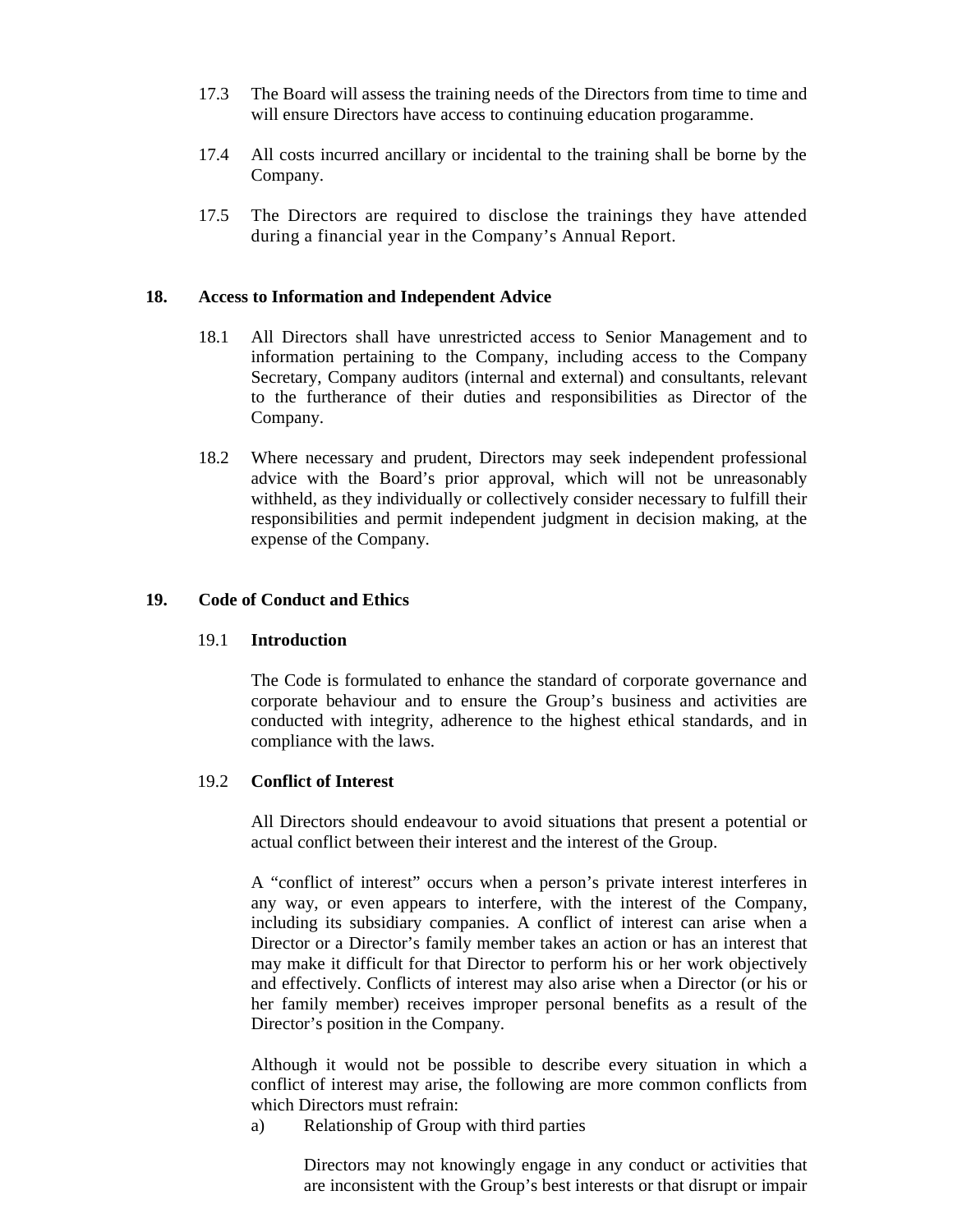17.3 The Board will assess the training needs of the Directors from time to time and will ensure Directors have access to continuing education progaramme.

17.4 All costs incurred ancillary or incidental to the training shall be borne by the Company.

17.5 The Directors are required to disclose the trainings they have attended during a financial year in the Company's Annual Report.

## 18. Access to Information and Independent Advice

18.1 All Directors shall have unrestricted access to Senior Management and to information pertaining to the Company, including access to the Company Secretary, Company auditors (internal and external) and consultants, relevant to the furtherance of their duties and responsibilities as Director of the Company.

18.2 Where necessary and prudent, Directors may seek independent professional advice with the Board's prior approval, which will not be unreasonably withheld, as they individually or collectively consider necessary to fulfill their responsibilities and permit independent judgment in decision making, at the expense of the Company.

## 19. Code of Conduct and Ethics

### 19.1 Introduction

The Code is formulated to enhance the standard of corporate governance and corporate behaviour and to ensure the Group's business and activities are conducted with integrity, adherence to the highest ethical standards, and in compliance with the laws.

### 19.2 Conflict of Interest

All Directors should endeavour to avoid situations that present a potential or actual conflict between their interest and the interest of the Group.

A "conflict of interest" occurs when a person's private interest interferes in any way, or even appears to interfere, with the interest of the Company, including its subsidiary companies. A conflict of interest can arise when a Director or a Director's family member takes an action or has an interest that may make it difficult for that Director to perform his or her work objectively and effectively. Conflicts of interest may also arise when a Director (or his or her family member) receives improper personal benefits as a result of the Director's position in the Company.

Although it would not be possible to describe every situation in which a conflict of interest may arise, the following are more common conflicts from which Directors must refrain:

a) Relationship of Group with third parties

Directors may not knowingly engage in any conduct or activities that are inconsistent with the Group's best interests or that disrupt or impair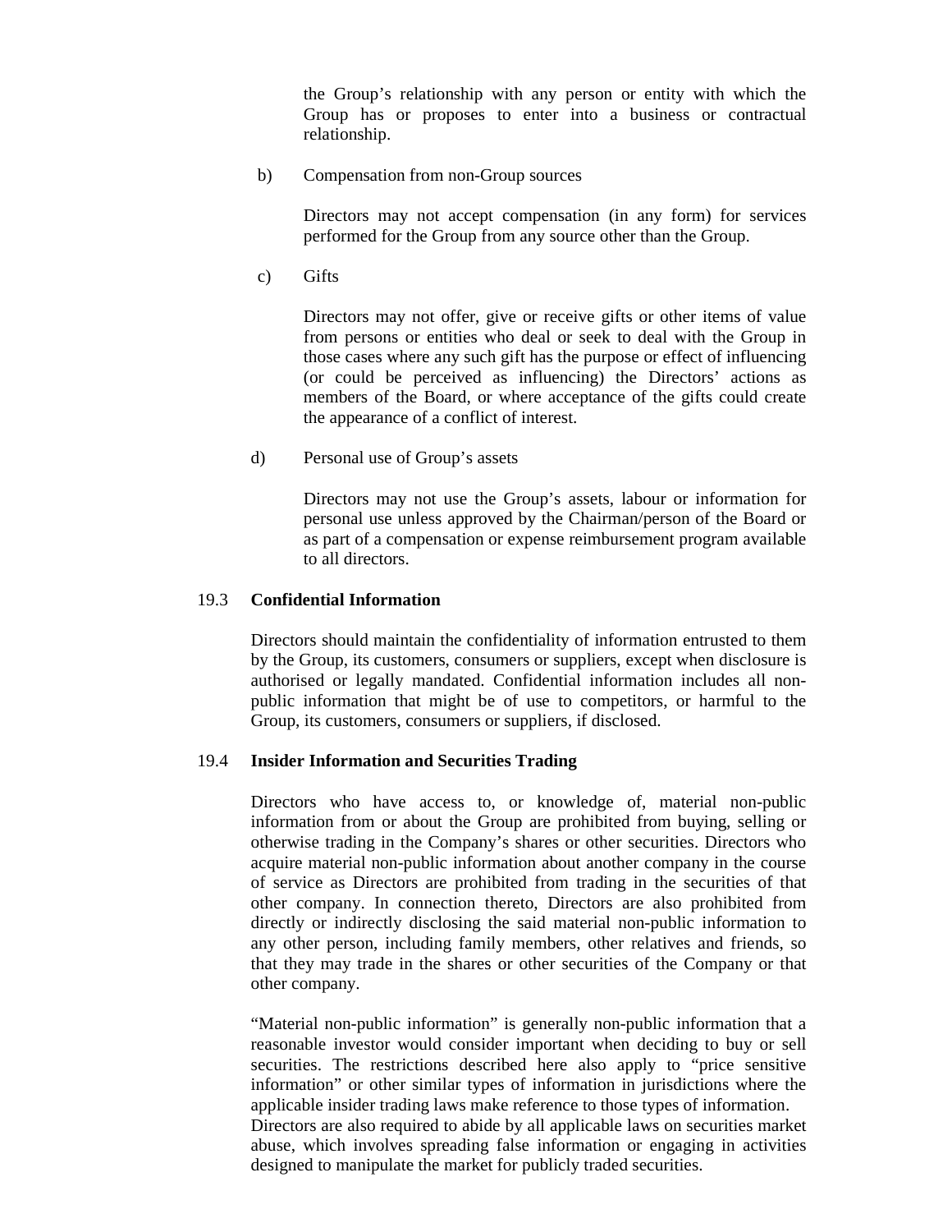the Group's relationship with any person or entity with which the Group has or proposes to enter into a business or contractual relationship.

b) Compensation from non-Group sources

Directors may not accept compensation (in any form) for services performed for the Group from any source other than the Group.

c) Gifts

Directors may not offer, give or receive gifts or other items of value from persons or entities who deal or seek to deal with the Group in those cases where any such gift has the purpose or effect of influencing (or could be perceived as influencing) the Directors' actions as members of the Board, or where acceptance of the gifts could create the appearance of a conflict of interest.

d) Personal use of Group's assets

Directors may not use the Group's assets, labour or information for personal use unless approved by the Chairman/person of the Board or as part of a compensation or expense reimbursement program available to all directors.

### 19.3 Confidential Information

Directors should maintain the confidentiality of information entrusted to them by the Group, its customers, consumers or suppliers, except when disclosure is authorised or legally mandated. Confidential information includes all non-public information that might be of use to competitors, or harmful to the Group, its customers, consumers or suppliers, if disclosed.

### 19.4 Insider Information and Securities Trading

Directors who have access to, or knowledge of, material non-public information from or about the Group are prohibited from buying, selling or otherwise trading in the Company's shares or other securities. Directors who acquire material non-public information about another company in the course of service as Directors are prohibited from trading in the securities of that other company. In connection thereto, Directors are also prohibited from directly or indirectly disclosing the said material non-public information to any other person, including family members, other relatives and friends, so that they may trade in the shares or other securities of the Company or that other company.

"Material non-public information" is generally non-public information that a reasonable investor would consider important when deciding to buy or sell securities. The restrictions described here also apply to "price sensitive information" or other similar types of information in jurisdictions where the applicable insider trading laws make reference to those types of information.
Directors are also required to abide by all applicable laws on securities market abuse, which involves spreading false information or engaging in activities designed to manipulate the market for publicly traded securities.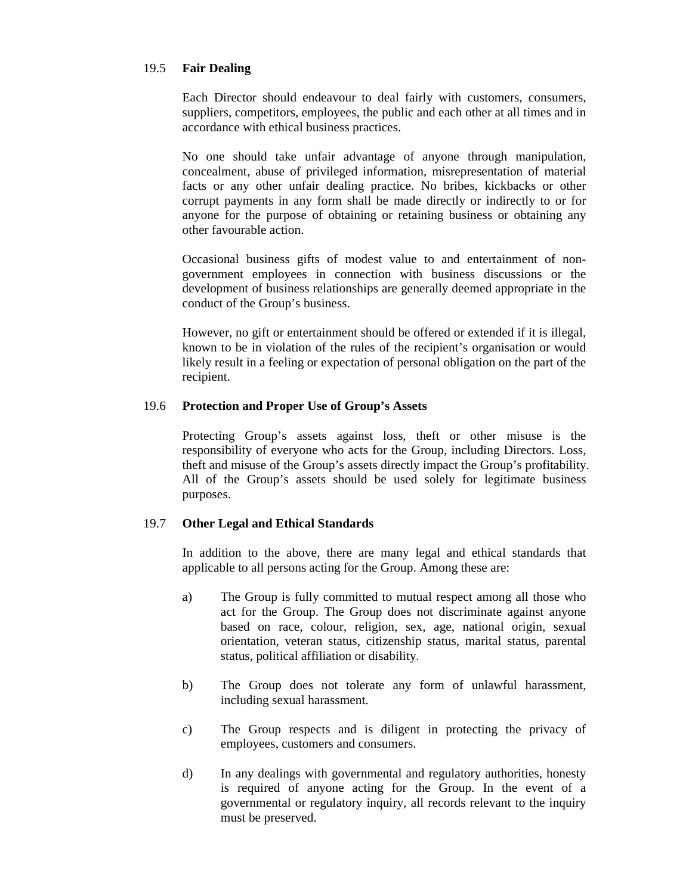### 19.5 **Fair Dealing**

Each Director should endeavour to deal fairly with customers, consumers, suppliers, competitors, employees, the public and each other at all times and in accordance with ethical business practices.

No one should take unfair advantage of anyone through manipulation, concealment, abuse of privileged information, misrepresentation of material facts or any other unfair dealing practice. No bribes, kickbacks or other corrupt payments in any form shall be made directly or indirectly to or for anyone for the purpose of obtaining or retaining business or obtaining any other favourable action.

Occasional business gifts of modest value to and entertainment of non-government employees in connection with business discussions or the development of business relationships are generally deemed appropriate in the conduct of the Group's business.

However, no gift or entertainment should be offered or extended if it is illegal, known to be in violation of the rules of the recipient's organisation or would likely result in a feeling or expectation of personal obligation on the part of the recipient.

### 19.6 **Protection and Proper Use of Group's Assets**

Protecting Group's assets against loss, theft or other misuse is the responsibility of everyone who acts for the Group, including Directors. Loss, theft and misuse of the Group's assets directly impact the Group's profitability. All of the Group's assets should be used solely for legitimate business purposes.

### 19.7 **Other Legal and Ethical Standards**

In addition to the above, there are many legal and ethical standards that applicable to all persons acting for the Group. Among these are:

a) The Group is fully committed to mutual respect among all those who act for the Group. The Group does not discriminate against anyone based on race, colour, religion, sex, age, national origin, sexual orientation, veteran status, citizenship status, marital status, parental status, political affiliation or disability.

b) The Group does not tolerate any form of unlawful harassment, including sexual harassment.

c) The Group respects and is diligent in protecting the privacy of employees, customers and consumers.

d) In any dealings with governmental and regulatory authorities, honesty is required of anyone acting for the Group. In the event of a governmental or regulatory inquiry, all records relevant to the inquiry must be preserved.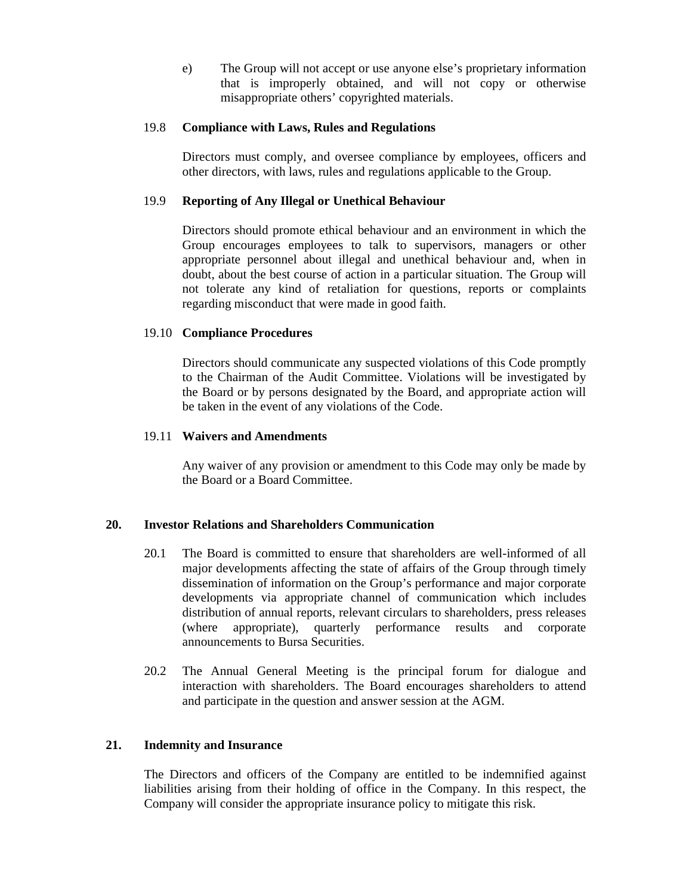e) The Group will not accept or use anyone else's proprietary information that is improperly obtained, and will not copy or otherwise misappropriate others' copyrighted materials.

19.8 **Compliance with Laws, Rules and Regulations**

Directors must comply, and oversee compliance by employees, officers and other directors, with laws, rules and regulations applicable to the Group.

19.9 **Reporting of Any Illegal or Unethical Behaviour**

Directors should promote ethical behaviour and an environment in which the Group encourages employees to talk to supervisors, managers or other appropriate personnel about illegal and unethical behaviour and, when in doubt, about the best course of action in a particular situation. The Group will not tolerate any kind of retaliation for questions, reports or complaints regarding misconduct that were made in good faith.

19.10 **Compliance Procedures**

Directors should communicate any suspected violations of this Code promptly to the Chairman of the Audit Committee. Violations will be investigated by the Board or by persons designated by the Board, and appropriate action will be taken in the event of any violations of the Code.

19.11 **Waivers and Amendments**

Any waiver of any provision or amendment to this Code may only be made by the Board or a Board Committee.

## 20. Investor Relations and Shareholders Communication

20.1 The Board is committed to ensure that shareholders are well-informed of all major developments affecting the state of affairs of the Group through timely dissemination of information on the Group's performance and major corporate developments via appropriate channel of communication which includes distribution of annual reports, relevant circulars to shareholders, press releases (where appropriate), quarterly performance results and corporate announcements to Bursa Securities.

20.2 The Annual General Meeting is the principal forum for dialogue and interaction with shareholders. The Board encourages shareholders to attend and participate in the question and answer session at the AGM.

## 21. Indemnity and Insurance

The Directors and officers of the Company are entitled to be indemnified against liabilities arising from their holding of office in the Company. In this respect, the Company will consider the appropriate insurance policy to mitigate this risk.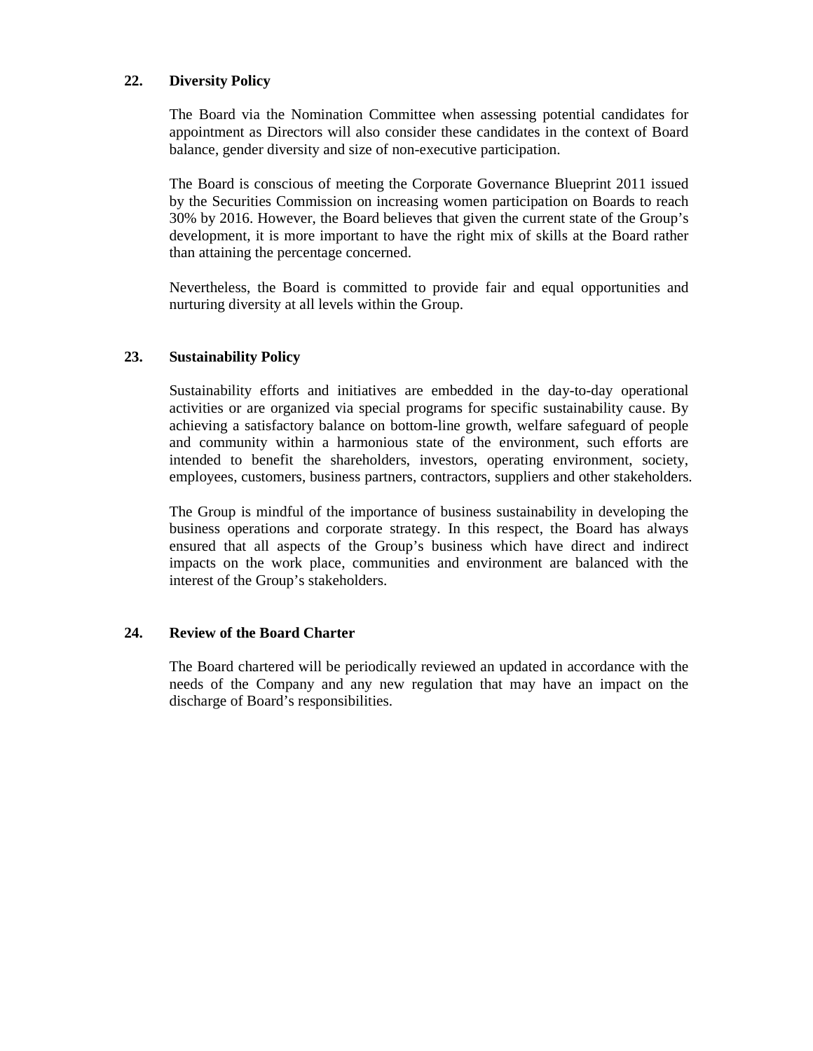## 22. Diversity Policy

The Board via the Nomination Committee when assessing potential candidates for appointment as Directors will also consider these candidates in the context of Board balance, gender diversity and size of non-executive participation.

The Board is conscious of meeting the Corporate Governance Blueprint 2011 issued by the Securities Commission on increasing women participation on Boards to reach 30% by 2016. However, the Board believes that given the current state of the Group's development, it is more important to have the right mix of skills at the Board rather than attaining the percentage concerned.

Nevertheless, the Board is committed to provide fair and equal opportunities and nurturing diversity at all levels within the Group.

## 23. Sustainability Policy

Sustainability efforts and initiatives are embedded in the day-to-day operational activities or are organized via special programs for specific sustainability cause. By achieving a satisfactory balance on bottom-line growth, welfare safeguard of people and community within a harmonious state of the environment, such efforts are intended to benefit the shareholders, investors, operating environment, society, employees, customers, business partners, contractors, suppliers and other stakeholders.

The Group is mindful of the importance of business sustainability in developing the business operations and corporate strategy. In this respect, the Board has always ensured that all aspects of the Group's business which have direct and indirect impacts on the work place, communities and environment are balanced with the interest of the Group's stakeholders.

## 24. Review of the Board Charter

The Board chartered will be periodically reviewed an updated in accordance with the needs of the Company and any new regulation that may have an impact on the discharge of Board's responsibilities.